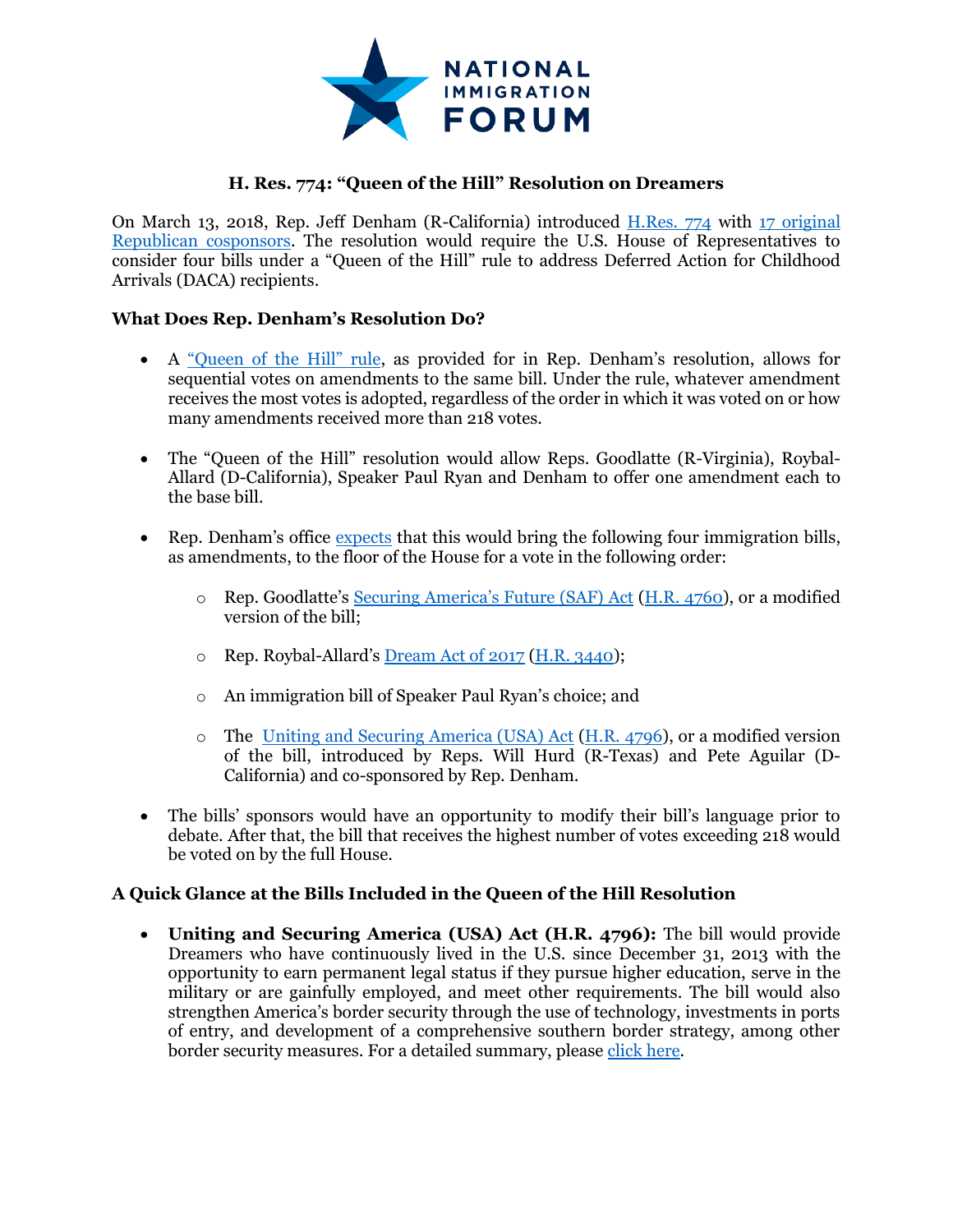# H. Res. 774: "Queen of the Hill" Resolution on Dreamers

On March 13, 2018, Rep. Jeff Denham (R-California) introduced H.Res. 774 with 17 original Republican cosponsors. The resolution would require the U.S. House of Representatives to consider four bills under a "Queen of the Hill" rule to address Deferred Action for Childhood Arrivals (DACA) recipients.

## What Does Rep. Denham's Resolution Do?

- A "Queen of the Hill" rule, as provided for in Rep. Denham's resolution, allows for sequential votes on amendments to the same bill. Under the rule, whatever amendment receives the most votes is adopted, regardless of the order in which it was voted on or how many amendments received more than 218 votes.

- The "Queen of the Hill" resolution would allow Reps. Goodlatte (R-Virginia), Roybal-Allard (D-California), Speaker Paul Ryan and Denham to offer one amendment each to the base bill.

- Rep. Denham's office expects that this would bring the following four immigration bills, as amendments, to the floor of the House for a vote in the following order:

  - Rep. Goodlatte's Securing America's Future (SAF) Act (H.R. 4760), or a modified version of the bill;

  - Rep. Roybal-Allard's Dream Act of 2017 (H.R. 3440);

  - An immigration bill of Speaker Paul Ryan's choice; and

  - The Uniting and Securing America (USA) Act (H.R. 4796), or a modified version of the bill, introduced by Reps. Will Hurd (R-Texas) and Pete Aguilar (D-California) and co-sponsored by Rep. Denham.

- The bills' sponsors would have an opportunity to modify their bill's language prior to debate. After that, the bill that receives the highest number of votes exceeding 218 would be voted on by the full House.

## A Quick Glance at the Bills Included in the Queen of the Hill Resolution

- **Uniting and Securing America (USA) Act (H.R. 4796):** The bill would provide Dreamers who have continuously lived in the U.S. since December 31, 2013 with the opportunity to earn permanent legal status if they pursue higher education, serve in the military or are gainfully employed, and meet other requirements. The bill would also strengthen America's border security through the use of technology, investments in ports of entry, and development of a comprehensive southern border strategy, among other border security measures. For a detailed summary, please click here.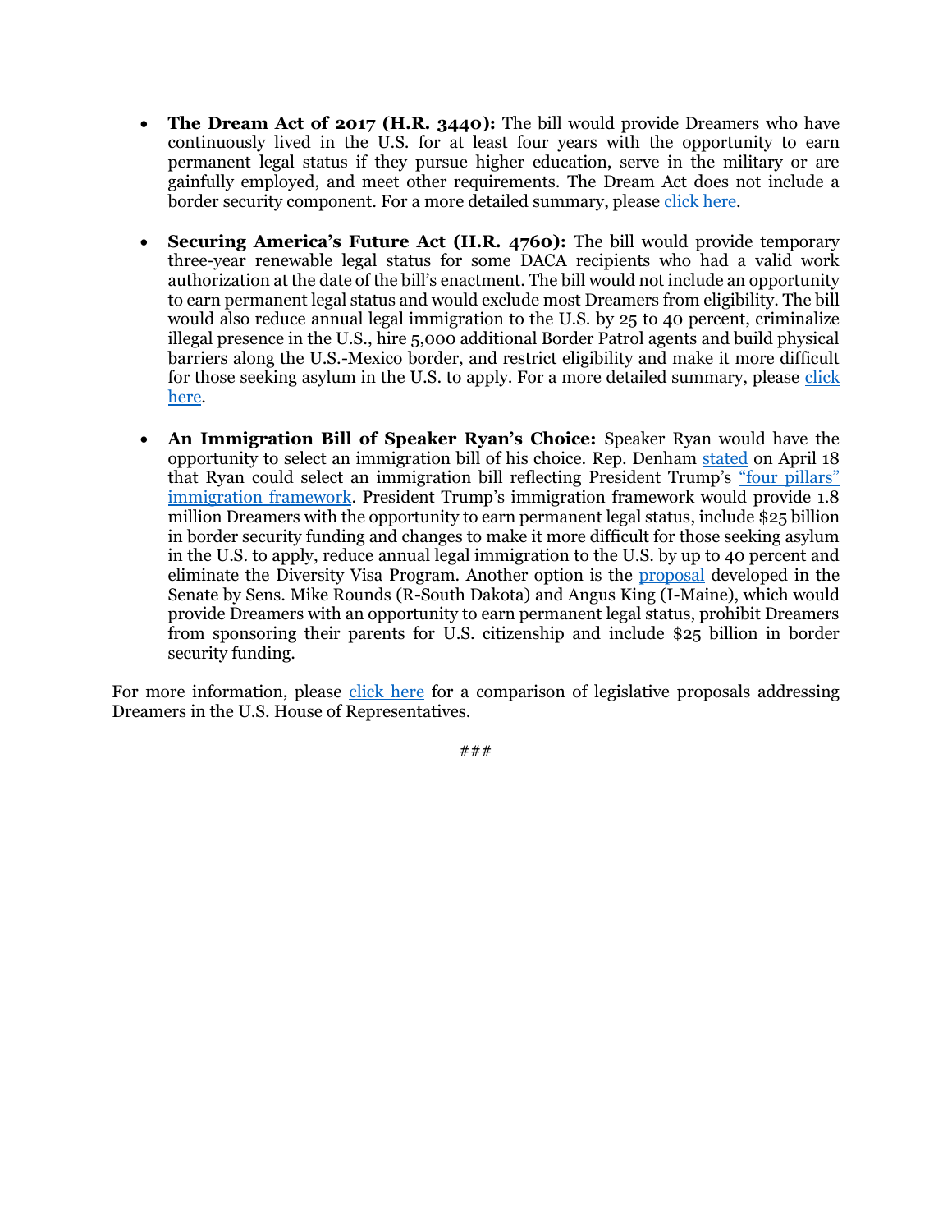- **The Dream Act of 2017 (H.R. 3440):** The bill would provide Dreamers who have continuously lived in the U.S. for at least four years with the opportunity to earn permanent legal status if they pursue higher education, serve in the military or are gainfully employed, and meet other requirements. The Dream Act does not include a border security component. For a more detailed summary, please click here.

- **Securing America's Future Act (H.R. 4760):** The bill would provide temporary three-year renewable legal status for some DACA recipients who had a valid work authorization at the date of the bill's enactment. The bill would not include an opportunity to earn permanent legal status and would exclude most Dreamers from eligibility. The bill would also reduce annual legal immigration to the U.S. by 25 to 40 percent, criminalize illegal presence in the U.S., hire 5,000 additional Border Patrol agents and build physical barriers along the U.S.-Mexico border, and restrict eligibility and make it more difficult for those seeking asylum in the U.S. to apply. For a more detailed summary, please click here.

- **An Immigration Bill of Speaker Ryan's Choice:** Speaker Ryan would have the opportunity to select an immigration bill of his choice. Rep. Denham stated on April 18 that Ryan could select an immigration bill reflecting President Trump's "four pillars" immigration framework. President Trump's immigration framework would provide 1.8 million Dreamers with the opportunity to earn permanent legal status, include $25 billion in border security funding and changes to make it more difficult for those seeking asylum in the U.S. to apply, reduce annual legal immigration to the U.S. by up to 40 percent and eliminate the Diversity Visa Program. Another option is the proposal developed in the Senate by Sens. Mike Rounds (R-South Dakota) and Angus King (I-Maine), which would provide Dreamers with an opportunity to earn permanent legal status, prohibit Dreamers from sponsoring their parents for U.S. citizenship and include $25 billion in border security funding.

For more information, please click here for a comparison of legislative proposals addressing Dreamers in the U.S. House of Representatives.

###